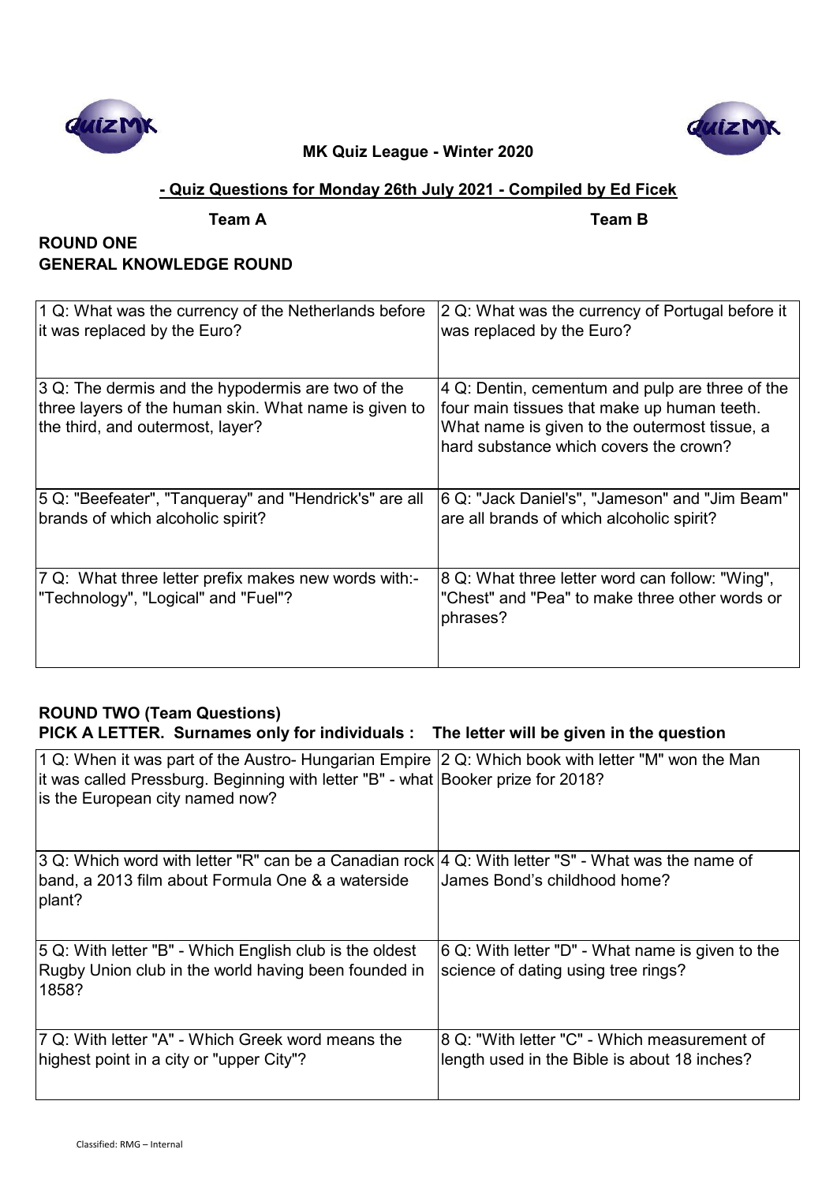**MK Quiz League - Winter 2020**

**- Quiz Questions for Monday 26th July 2021 - Compiled by Ed Ficek**

| **Team A** | **Team B** |
|---|---|

## ROUND ONE
## GENERAL KNOWLEDGE ROUND

| | |
|---|---|
| 1 Q: What was the currency of the Netherlands before it was replaced by the Euro? | 2 Q: What was the currency of Portugal before it was replaced by the Euro? |
| 3 Q: The dermis and the hypodermis are two of the three layers of the human skin. What name is given to the third, and outermost, layer? | 4 Q: Dentin, cementum and pulp are three of the four main tissues that make up human teeth. What name is given to the outermost tissue, a hard substance which covers the crown? |
| 5 Q: "Beefeater", "Tanqueray" and "Hendrick's" are all brands of which alcoholic spirit? | 6 Q: "Jack Daniel's", "Jameson" and "Jim Beam" are all brands of which alcoholic spirit? |
| 7 Q: What three letter prefix makes new words with:- "Technology", "Logical" and "Fuel"? | 8 Q: What three letter word can follow: "Wing", "Chest" and "Pea" to make three other words or phrases? |

## ROUND TWO (Team Questions)
**PICK A LETTER. Surnames only for individuals : The letter will be given in the question**

| | |
|---|---|
| 1 Q: When it was part of the Austro- Hungarian Empire it was called Pressburg. Beginning with letter "B" - what is the European city named now? | 2 Q: Which book with letter "M" won the Man Booker prize for 2018? |
| 3 Q: Which word with letter "R" can be a Canadian rock band, a 2013 film about Formula One & a waterside plant? | 4 Q: With letter "S" - What was the name of James Bond's childhood home? |
| 5 Q: With letter "B" - Which English club is the oldest Rugby Union club in the world having been founded in 1858? | 6 Q: With letter "D" - What name is given to the science of dating using tree rings? |
| 7 Q: With letter "A" - Which Greek word means the highest point in a city or "upper City"? | 8 Q: "With letter "C" - Which measurement of length used in the Bible is about 18 inches? |

Classified: RMG – Internal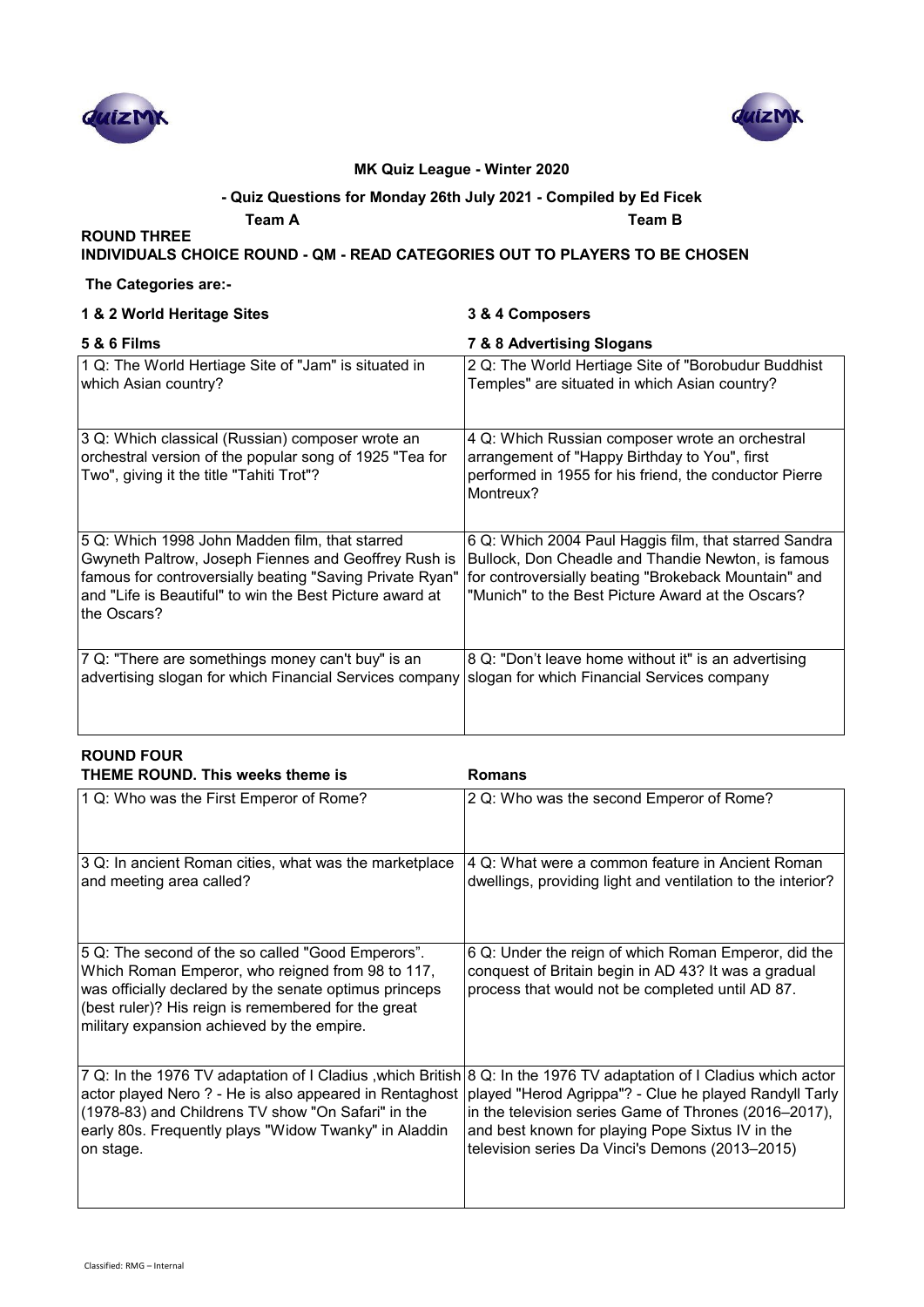**MK Quiz League - Winter 2020**

**- Quiz Questions for Monday 26th July 2021 - Compiled by Ed Ficek**

**Team A** **Team B**

**ROUND THREE**

**INDIVIDUALS CHOICE ROUND - QM - READ CATEGORIES OUT TO PLAYERS TO BE CHOSEN**

**The Categories are:-**

| **1 & 2 World Heritage Sites** | **3 & 4 Composers** |
|---|---|
| **5 & 6 Films** | **7 & 8 Advertising Slogans** |
| 1 Q: The World Hertiage Site of "Jam" is situated in which Asian country? | 2 Q: The World Hertiage Site of "Borobudur Buddhist Temples" are situated in which Asian country? |
| 3 Q: Which classical (Russian) composer wrote an orchestral version of the popular song of 1925 "Tea for Two", giving it the title "Tahiti Trot"? | 4 Q: Which Russian composer wrote an orchestral arrangement of "Happy Birthday to You", first performed in 1955 for his friend, the conductor Pierre Montreux? |
| 5 Q: Which 1998 John Madden film, that starred Gwyneth Paltrow, Joseph Fiennes and Geoffrey Rush is famous for controversially beating "Saving Private Ryan" and "Life is Beautiful" to win the Best Picture award at the Oscars? | 6 Q: Which 2004 Paul Haggis film, that starred Sandra Bullock, Don Cheadle and Thandie Newton, is famous for controversially beating "Brokeback Mountain" and "Munich" to the Best Picture Award at the Oscars? |
| 7 Q: "There are somethings money can't buy" is an advertising slogan for which Financial Services company | 8 Q: "Don't leave home without it" is an advertising slogan for which Financial Services company |

**ROUND FOUR**

**THEME ROUND. This weeks theme is** **Romans**

| | |
|---|---|
| 1 Q: Who was the First Emperor of Rome? | 2 Q: Who was the second Emperor of Rome? |
| 3 Q: In ancient Roman cities, what was the marketplace and meeting area called? | 4 Q: What were a common feature in Ancient Roman dwellings, providing light and ventilation to the interior? |
| 5 Q: The second of the so called "Good Emperors". Which Roman Emperor, who reigned from 98 to 117, was officially declared by the senate optimus princeps (best ruler)? His reign is remembered for the great military expansion achieved by the empire. | 6 Q: Under the reign of which Roman Emperor, did the conquest of Britain begin in AD 43? It was a gradual process that would not be completed until AD 87. |
| 7 Q: In the 1976 TV adaptation of I Cladius ,which British actor played Nero ? - He is also appeared in Rentaghost (1978-83) and Childrens TV show "On Safari" in the early 80s. Frequently plays "Widow Twanky" in Aladdin on stage. | 8 Q: In the 1976 TV adaptation of I Cladius which actor played "Herod Agrippa"? - Clue he played Randyll Tarly in the television series Game of Thrones (2016–2017), and best known for playing Pope Sixtus IV in the television series Da Vinci's Demons (2013–2015) |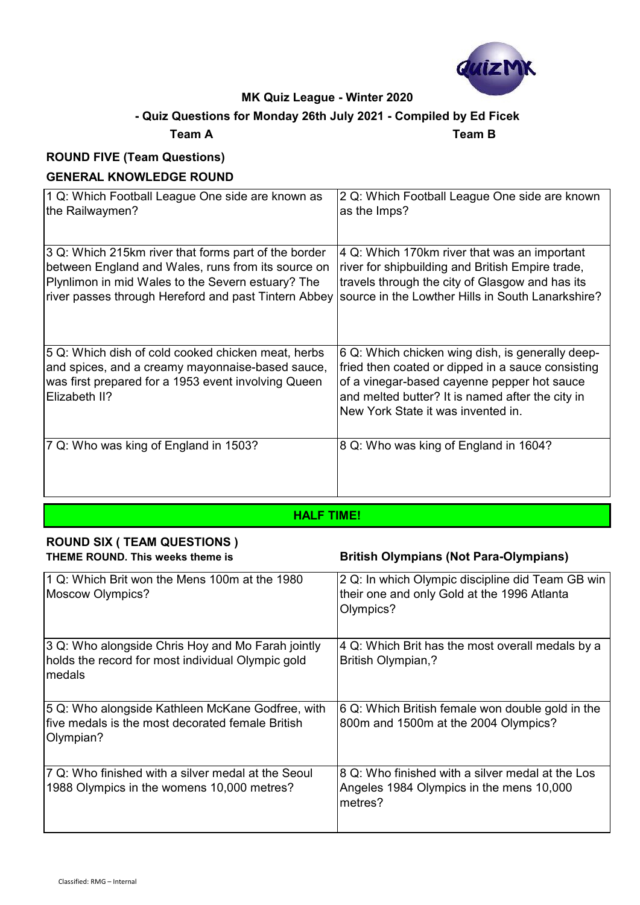**MK Quiz League - Winter 2020**

**- Quiz Questions for Monday 26th July 2021 - Compiled by Ed Ficek**

**Team A** **Team B**

## ROUND FIVE (Team Questions)

### GENERAL KNOWLEDGE ROUND

| | |
|---|---|
| 1 Q: Which Football League One side are known as the Railwaymen? | 2 Q: Which Football League One side are known as the Imps? |
| 3 Q: Which 215km river that forms part of the border between England and Wales, runs from its source on Plynlimon in mid Wales to the Severn estuary? The river passes through Hereford and past Tintern Abbey | 4 Q: Which 170km river that was an important river for shipbuilding and British Empire trade, travels through the city of Glasgow and has its source in the Lowther Hills in South Lanarkshire? |
| 5 Q: Which dish of cold cooked chicken meat, herbs and spices, and a creamy mayonnaise-based sauce, was first prepared for a 1953 event involving Queen Elizabeth II? | 6 Q: Which chicken wing dish, is generally deep-fried then coated or dipped in a sauce consisting of a vinegar-based cayenne pepper hot sauce and melted butter? It is named after the city in New York State it was invented in. |
| 7 Q: Who was king of England in 1503? | 8 Q: Who was king of England in 1604? |

**HALF TIME!**

## ROUND SIX ( TEAM QUESTIONS )

**THEME ROUND. This weeks theme is** **British Olympians (Not Para-Olympians)**

| | |
|---|---|
| 1 Q: Which Brit won the Mens 100m at the 1980 Moscow Olympics? | 2 Q: In which Olympic discipline did Team GB win their one and only Gold at the 1996 Atlanta Olympics? |
| 3 Q: Who alongside Chris Hoy and Mo Farah jointly holds the record for most individual Olympic gold medals | 4 Q: Which Brit has the most overall medals by a British Olympian,? |
| 5 Q: Who alongside Kathleen McKane Godfree, with five medals is the most decorated female British Olympian? | 6 Q: Which British female won double gold in the 800m and 1500m at the 2004 Olympics? |
| 7 Q: Who finished with a silver medal at the Seoul 1988 Olympics in the womens 10,000 metres? | 8 Q: Who finished with a silver medal at the Los Angeles 1984 Olympics in the mens 10,000 metres? |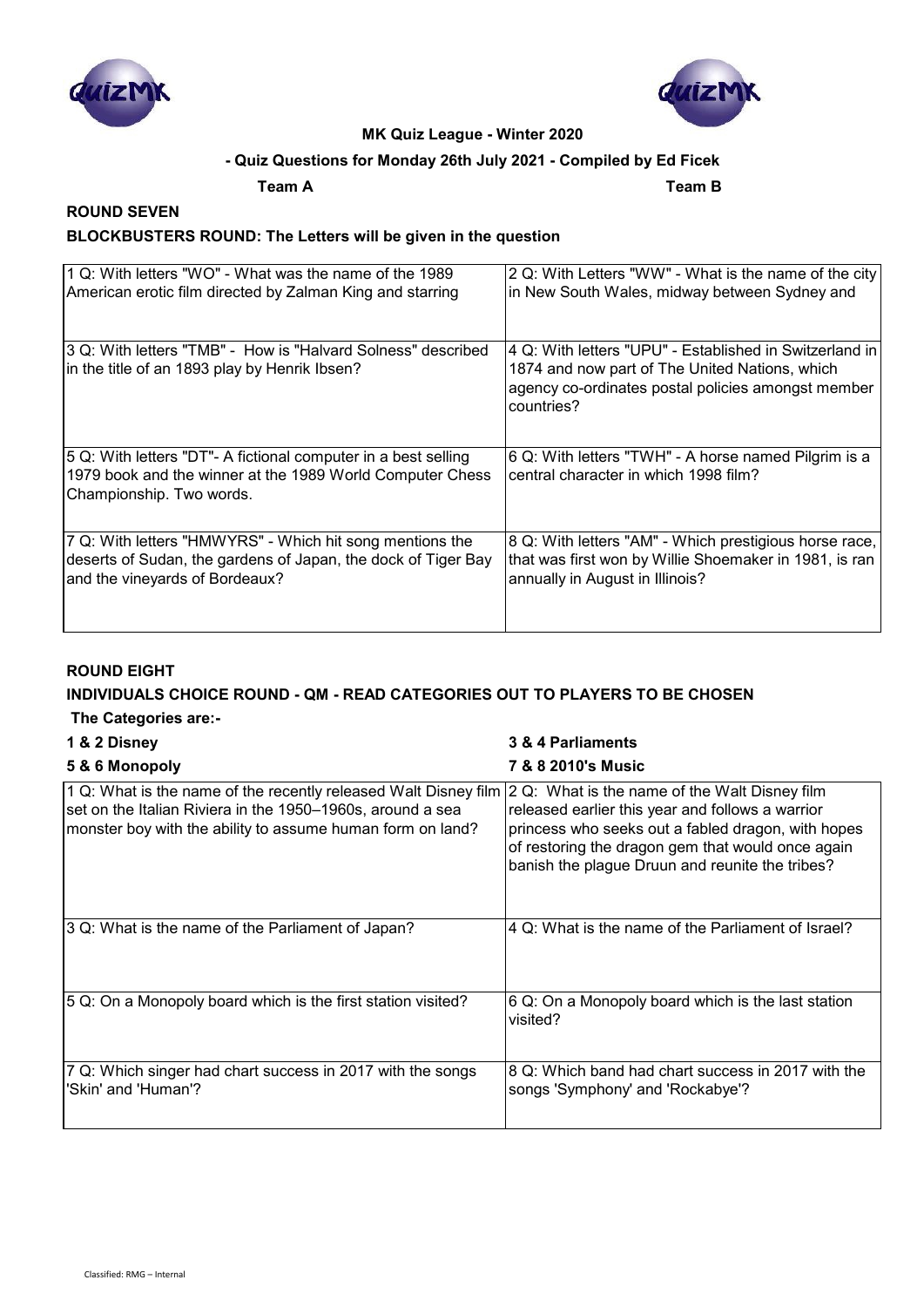**MK Quiz League - Winter 2020**

**- Quiz Questions for Monday 26th July 2021 - Compiled by Ed Ficek**

**Team A** **Team B**

**ROUND SEVEN**

**BLOCKBUSTERS ROUND: The Letters will be given in the question**

| Team A | Team B |
|---|---|
| 1 Q: With letters "WO" - What was the name of the 1989 American erotic film directed by Zalman King and starring | 2 Q: With Letters "WW" - What is the name of the city in New South Wales, midway between Sydney and |
| 3 Q: With letters "TMB" - How is "Halvard Solness" described in the title of an 1893 play by Henrik Ibsen? | 4 Q: With letters "UPU" - Established in Switzerland in 1874 and now part of The United Nations, which agency co-ordinates postal policies amongst member countries? |
| 5 Q: With letters "DT"- A fictional computer in a best selling 1979 book and the winner at the 1989 World Computer Chess Championship. Two words. | 6 Q: With letters "TWH" - A horse named Pilgrim is a central character in which 1998 film? |
| 7 Q: With letters "HMWYRS" - Which hit song mentions the deserts of Sudan, the gardens of Japan, the dock of Tiger Bay and the vineyards of Bordeaux? | 8 Q: With letters "AM" - Which prestigious horse race, that was first won by Willie Shoemaker in 1981, is ran annually in August in Illinois? |

**ROUND EIGHT**

**INDIVIDUALS CHOICE ROUND - QM - READ CATEGORIES OUT TO PLAYERS TO BE CHOSEN**

**The Categories are:-**

**1 & 2 Disney** **3 & 4 Parliaments**

**5 & 6 Monopoly** **7 & 8 2010's Music**

| Team A | Team B |
|---|---|
| 1 Q: What is the name of the recently released Walt Disney film set on the Italian Riviera in the 1950–1960s, around a sea monster boy with the ability to assume human form on land? | 2 Q: What is the name of the Walt Disney film released earlier this year and follows a warrior princess who seeks out a fabled dragon, with hopes of restoring the dragon gem that would once again banish the plague Druun and reunite the tribes? |
| 3 Q: What is the name of the Parliament of Japan? | 4 Q: What is the name of the Parliament of Israel? |
| 5 Q: On a Monopoly board which is the first station visited? | 6 Q: On a Monopoly board which is the last station visited? |
| 7 Q: Which singer had chart success in 2017 with the songs 'Skin' and 'Human'? | 8 Q: Which band had chart success in 2017 with the songs 'Symphony' and 'Rockabye'? |

Classified: RMG – Internal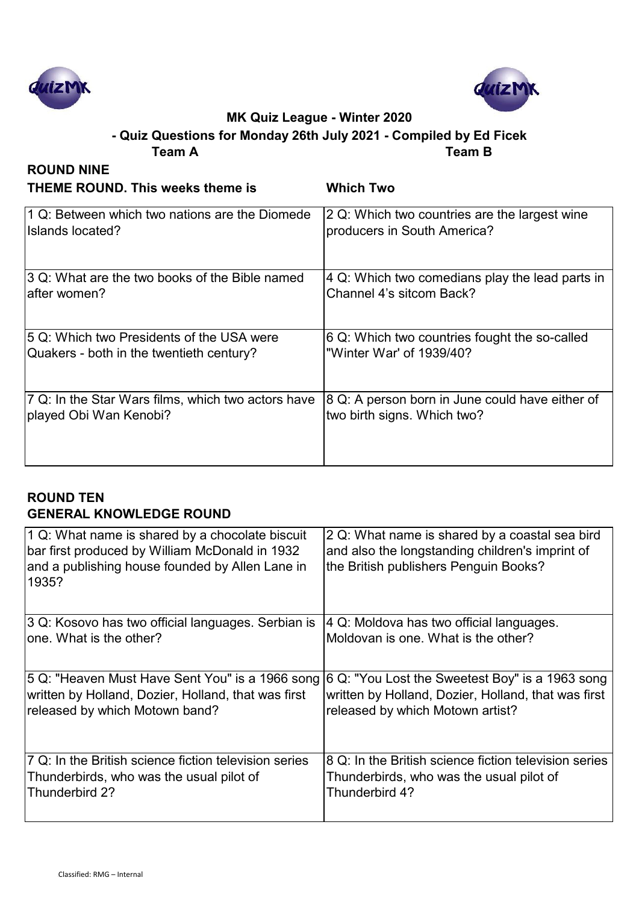**MK Quiz League - Winter 2020**

**- Quiz Questions for Monday 26th July 2021 - Compiled by Ed Ficek**

**Team A** **Team B**

## ROUND NINE

**THEME ROUND. This weeks theme is** **Which Two**

| Team A | Team B |
|---|---|
| 1 Q: Between which two nations are the Diomede Islands located? | 2 Q: Which two countries are the largest wine producers in South America? |
| 3 Q: What are the two books of the Bible named after women? | 4 Q: Which two comedians play the lead parts in Channel 4's sitcom Back? |
| 5 Q: Which two Presidents of the USA were Quakers - both in the twentieth century? | 6 Q: Which two countries fought the so-called "Winter War' of 1939/40? |
| 7 Q: In the Star Wars films, which two actors have played Obi Wan Kenobi? | 8 Q: A person born in June could have either of two birth signs. Which two? |

## ROUND TEN

**GENERAL KNOWLEDGE ROUND**

| Team A | Team B |
|---|---|
| 1 Q: What name is shared by a chocolate biscuit bar first produced by William McDonald in 1932 and a publishing house founded by Allen Lane in 1935? | 2 Q: What name is shared by a coastal sea bird and also the longstanding children's imprint of the British publishers Penguin Books? |
| 3 Q: Kosovo has two official languages. Serbian is one. What is the other? | 4 Q: Moldova has two official languages. Moldovan is one. What is the other? |
| 5 Q: "Heaven Must Have Sent You" is a 1966 song written by Holland, Dozier, Holland, that was first released by which Motown band? | 6 Q: "You Lost the Sweetest Boy" is a 1963 song written by Holland, Dozier, Holland, that was first released by which Motown artist? |
| 7 Q: In the British science fiction television series Thunderbirds, who was the usual pilot of Thunderbird 2? | 8 Q: In the British science fiction television series Thunderbirds, who was the usual pilot of Thunderbird 4? |

Classified: RMG – Internal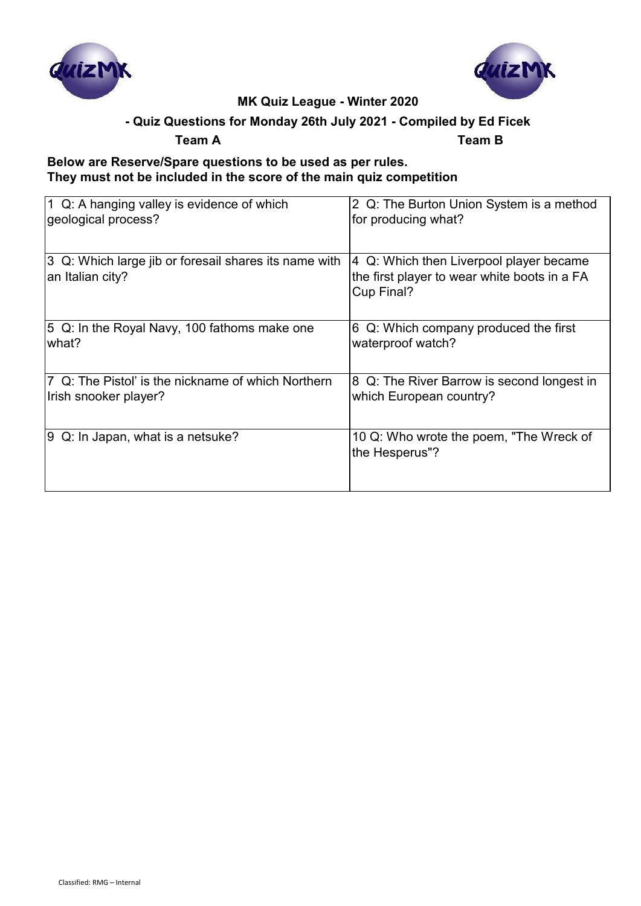**MK Quiz League - Winter 2020**

**- Quiz Questions for Monday 26th July 2021 - Compiled by Ed Ficek**

**Team A** **Team B**

**Below are Reserve/Spare questions to be used as per rules.**
**They must not be included in the score of the main quiz competition**

| | |
|---|---|
| 1 Q: A hanging valley is evidence of which geological process? | 2 Q: The Burton Union System is a method for producing what? |
| 3 Q: Which large jib or foresail shares its name with an Italian city? | 4 Q: Which then Liverpool player became the first player to wear white boots in a FA Cup Final? |
| 5 Q: In the Royal Navy, 100 fathoms make one what? | 6 Q: Which company produced the first waterproof watch? |
| 7 Q: The Pistol' is the nickname of which Northern Irish snooker player? | 8 Q: The River Barrow is second longest in which European country? |
| 9 Q: In Japan, what is a netsuke? | 10 Q: Who wrote the poem, "The Wreck of the Hesperus"? |

Classified: RMG – Internal